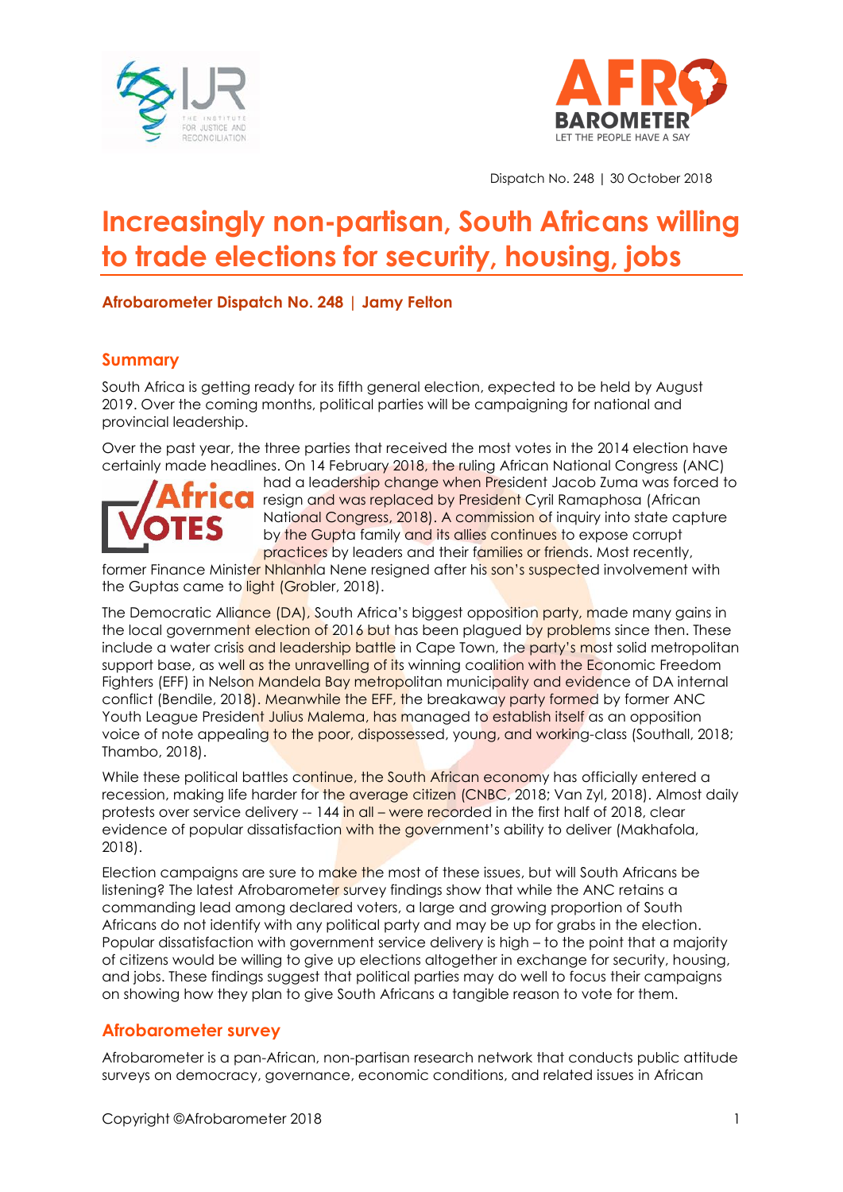Dispatch No. 248 | 30 October 2018

# Increasingly non-partisan, South Africans willing to trade elections for security, housing, jobs

**Afrobarometer Dispatch No. 248 | Jamy Felton**

## Summary

South Africa is getting ready for its fifth general election, expected to be held by August 2019. Over the coming months, political parties will be campaigning for national and provincial leadership.

Over the past year, the three parties that received the most votes in the 2014 election have certainly made headlines. On 14 February 2018, the ruling African National Congress (ANC) had a leadership change when President Jacob Zuma was forced to resign and was replaced by President Cyril Ramaphosa (African National Congress, 2018). A commission of inquiry into state capture by the Gupta family and its allies continues to expose corrupt practices by leaders and their families or friends. Most recently, former Finance Minister Nhlanhla Nene resigned after his son's suspected involvement with the Guptas came to light (Grobler, 2018).

The Democratic Alliance (DA), South Africa's biggest opposition party, made many gains in the local government election of 2016 but has been plagued by problems since then. These include a water crisis and leadership battle in Cape Town, the party's most solid metropolitan support base, as well as the unravelling of its winning coalition with the Economic Freedom Fighters (EFF) in Nelson Mandela Bay metropolitan municipality and evidence of DA internal conflict (Bendile, 2018). Meanwhile the EFF, the breakaway party formed by former ANC Youth League President Julius Malema, has managed to establish itself as an opposition voice of note appealing to the poor, dispossessed, young, and working-class (Southall, 2018; Thambo, 2018).

While these political battles continue, the South African economy has officially entered a recession, making life harder for the average citizen (CNBC, 2018; Van Zyl, 2018). Almost daily protests over service delivery -- 144 in all – were recorded in the first half of 2018, clear evidence of popular dissatisfaction with the government's ability to deliver (Makhafola, 2018).

Election campaigns are sure to make the most of these issues, but will South Africans be listening? The latest Afrobarometer survey findings show that while the ANC retains a commanding lead among declared voters, a large and growing proportion of South Africans do not identify with any political party and may be up for grabs in the election. Popular dissatisfaction with government service delivery is high – to the point that a majority of citizens would be willing to give up elections altogether in exchange for security, housing, and jobs. These findings suggest that political parties may do well to focus their campaigns on showing how they plan to give South Africans a tangible reason to vote for them.

## Afrobarometer survey

Afrobarometer is a pan-African, non-partisan research network that conducts public attitude surveys on democracy, governance, economic conditions, and related issues in African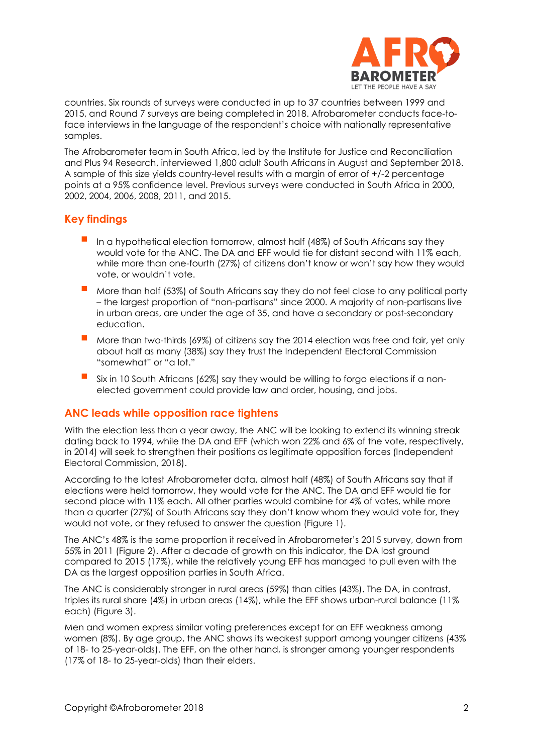countries. Six rounds of surveys were conducted in up to 37 countries between 1999 and 2015, and Round 7 surveys are being completed in 2018. Afrobarometer conducts face-to-face interviews in the language of the respondent's choice with nationally representative samples.

The Afrobarometer team in South Africa, led by the Institute for Justice and Reconciliation and Plus 94 Research, interviewed 1,800 adult South Africans in August and September 2018. A sample of this size yields country-level results with a margin of error of +/-2 percentage points at a 95% confidence level. Previous surveys were conducted in South Africa in 2000, 2002, 2004, 2006, 2008, 2011, and 2015.

## Key findings

- In a hypothetical election tomorrow, almost half (48%) of South Africans say they would vote for the ANC. The DA and EFF would tie for distant second with 11% each, while more than one-fourth (27%) of citizens don't know or won't say how they would vote, or wouldn't vote.
- More than half (53%) of South Africans say they do not feel close to any political party – the largest proportion of "non-partisans" since 2000. A majority of non-partisans live in urban areas, are under the age of 35, and have a secondary or post-secondary education.
- More than two-thirds (69%) of citizens say the 2014 election was free and fair, yet only about half as many (38%) say they trust the Independent Electoral Commission "somewhat" or "a lot."
- Six in 10 South Africans (62%) say they would be willing to forgo elections if a non-elected government could provide law and order, housing, and jobs.

## ANC leads while opposition race tightens

With the election less than a year away, the ANC will be looking to extend its winning streak dating back to 1994, while the DA and EFF (which won 22% and 6% of the vote, respectively, in 2014) will seek to strengthen their positions as legitimate opposition forces (Independent Electoral Commission, 2018).

According to the latest Afrobarometer data, almost half (48%) of South Africans say that if elections were held tomorrow, they would vote for the ANC. The DA and EFF would tie for second place with 11% each. All other parties would combine for 4% of votes, while more than a quarter (27%) of South Africans say they don't know whom they would vote for, they would not vote, or they refused to answer the question (Figure 1).

The ANC's 48% is the same proportion it received in Afrobarometer's 2015 survey, down from 55% in 2011 (Figure 2). After a decade of growth on this indicator, the DA lost ground compared to 2015 (17%), while the relatively young EFF has managed to pull even with the DA as the largest opposition parties in South Africa.

The ANC is considerably stronger in rural areas (59%) than cities (43%). The DA, in contrast, triples its rural share (4%) in urban areas (14%), while the EFF shows urban-rural balance (11% each) (Figure 3).

Men and women express similar voting preferences except for an EFF weakness among women (8%). By age group, the ANC shows its weakest support among younger citizens (43% of 18- to 25-year-olds). The EFF, on the other hand, is stronger among younger respondents (17% of 18- to 25-year-olds) than their elders.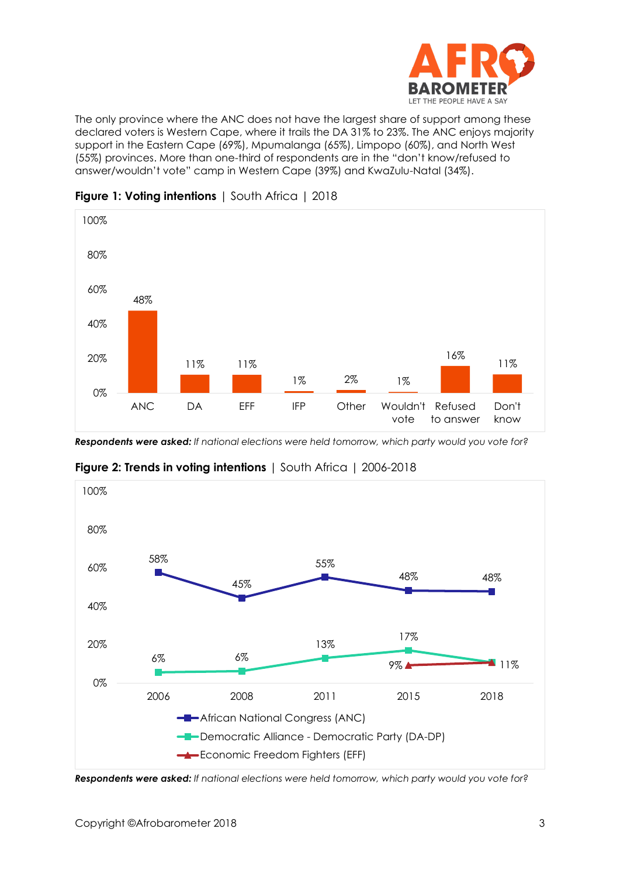The only province where the ANC does not have the largest share of support among these declared voters is Western Cape, where it trails the DA 31% to 23%. The ANC enjoys majority support in the Eastern Cape (69%), Mpumalanga (65%), Limpopo (60%), and North West (55%) provinces. More than one-third of respondents are in the "don't know/refused to answer/wouldn't vote" camp in Western Cape (39%) and KwaZulu-Natal (34%).

**Figure 1: Voting intentions** | South Africa | 2018

| ANC | DA | EFF | IFP | Other | Wouldn't vote | Refused to answer | Don't know |
|---|---|---|---|---|---|---|---|
| 48% | 11% | 11% | 1% | 2% | 1% | 16% | 11% |

***Respondents were asked:*** *If national elections were held tomorrow, which party would you vote for?*

**Figure 2: Trends in voting intentions** | South Africa | 2006-2018

| | 2006 | 2008 | 2011 | 2015 | 2018 |
|---|---|---|---|---|---|
| African National Congress (ANC) | 58% | 45% | 55% | 48% | 48% |
| Democratic Alliance - Democratic Party (DA-DP) | 6% | 6% | 13% | 17% | 11% |
| Economic Freedom Fighters (EFF) | | | | 9% | 11% |

***Respondents were asked:*** *If national elections were held tomorrow, which party would you vote for?*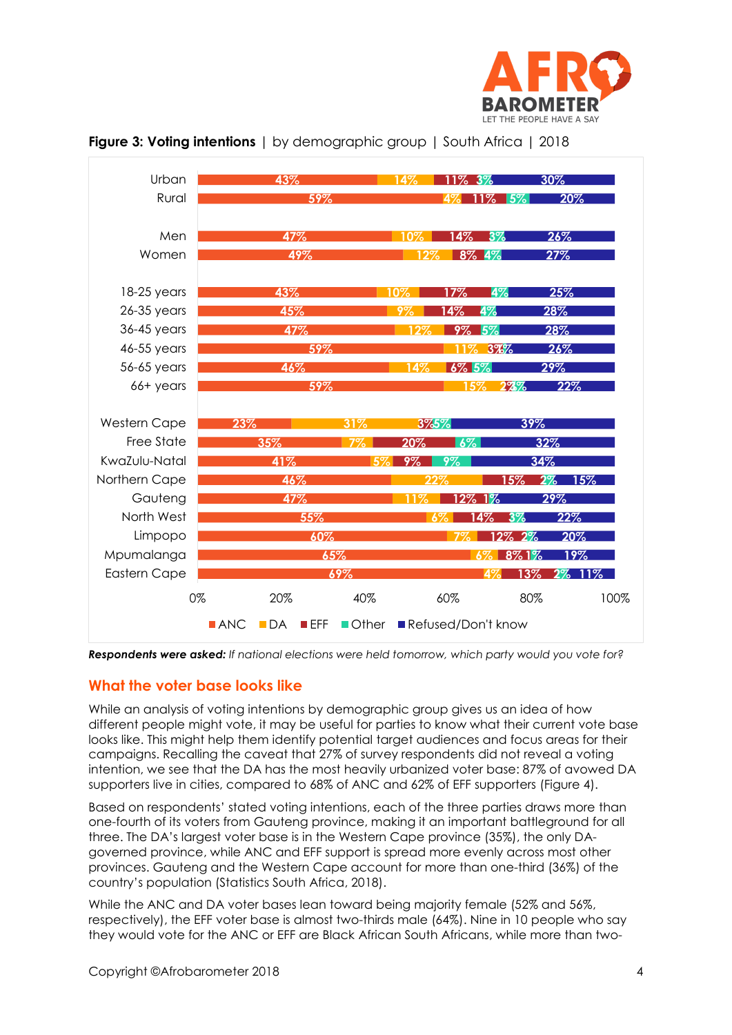**Figure 3: Voting intentions** | by demographic group | South Africa | 2018

| | ANC | DA | EFF | Other | Refused/Don't know |
|---|---|---|---|---|---|
| Urban | 43% | 14% | 11% | 3% | 30% |
| Rural | 59% | 4% | 11% | 5% | 20% |
| Men | 47% | 10% | 14% | 3% | 26% |
| Women | 49% | 12% | 8% | 4% | 27% |
| 18-25 years | 43% | 10% | 17% | 4% | 25% |
| 26-35 years | 45% | 9% | 14% | 4% | 28% |
| 36-45 years | 47% | 12% | 9% | 5% | 28% |
| 46-55 years | 59% | 11% | 3% | 1% | 26% |
| 56-65 years | 46% | 14% | 6% | 5% | 29% |
| 66+ years | 59% | 15% | 2% | 3% | 22% |
| Western Cape | 23% | 31% | 3% | 5% | 39% |
| Free State | 35% | 7% | 20% | 6% | 32% |
| KwaZulu-Natal | 41% | 5% | 9% | 9% | 34% |
| Northern Cape | 46% | 22% | 15% | 2% | 15% |
| Gauteng | 47% | 11% | 12% | 1% | 29% |
| North West | 55% | 6% | 14% | 3% | 22% |
| Limpopo | 60% | 7% | 12% | 2% | 20% |
| Mpumalanga | 65% | 6% | 8% | 1% | 19% |
| Eastern Cape | 69% | 4% | 13% | 2% | 11% |

***Respondents were asked:*** *If national elections were held tomorrow, which party would you vote for?*

## What the voter base looks like

While an analysis of voting intentions by demographic group gives us an idea of how different people might vote, it may be useful for parties to know what their current vote base looks like. This might help them identify potential target audiences and focus areas for their campaigns. Recalling the caveat that 27% of survey respondents did not reveal a voting intention, we see that the DA has the most heavily urbanized voter base: 87% of avowed DA supporters live in cities, compared to 68% of ANC and 62% of EFF supporters (Figure 4).

Based on respondents' stated voting intentions, each of the three parties draws more than one-fourth of its voters from Gauteng province, making it an important battleground for all three. The DA's largest voter base is in the Western Cape province (35%), the only DA-governed province, while ANC and EFF support is spread more evenly across most other provinces. Gauteng and the Western Cape account for more than one-third (36%) of the country's population (Statistics South Africa, 2018).

While the ANC and DA voter bases lean toward being majority female (52% and 56%, respectively), the EFF voter base is almost two-thirds male (64%). Nine in 10 people who say they would vote for the ANC or EFF are Black African South Africans, while more than two-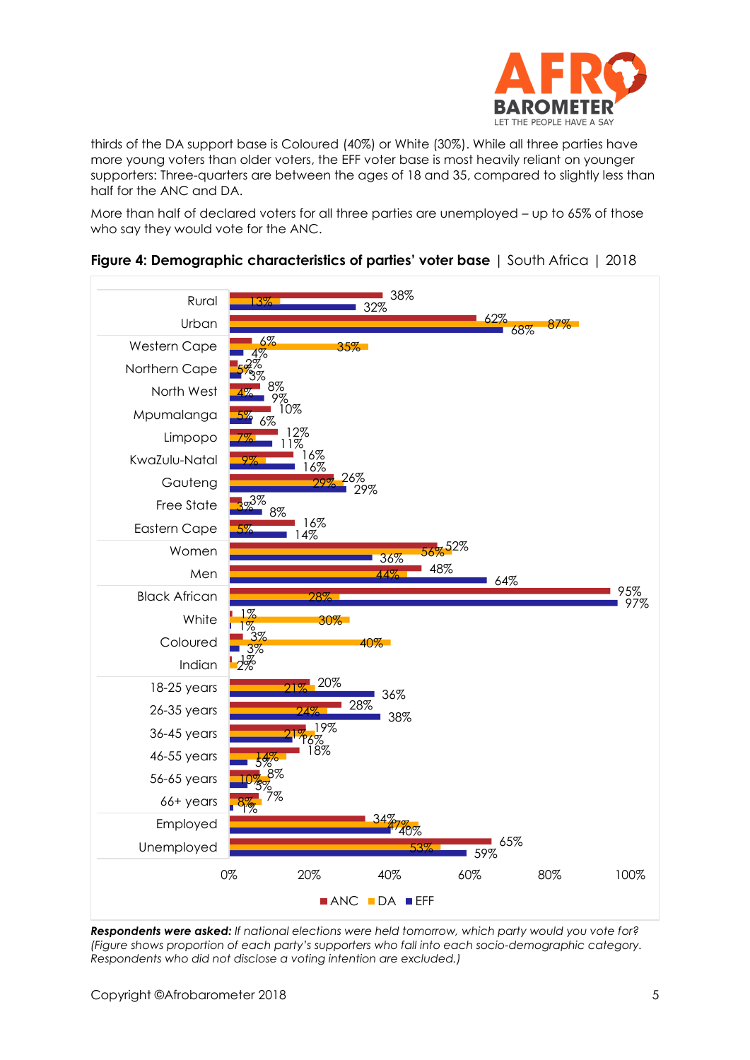thirds of the DA support base is Coloured (40%) or White (30%). While all three parties have more young voters than older voters, the EFF voter base is most heavily reliant on younger supporters: Three-quarters are between the ages of 18 and 35, compared to slightly less than half for the ANC and DA.

More than half of declared voters for all three parties are unemployed – up to 65% of those who say they would vote for the ANC.

**Figure 4: Demographic characteristics of parties' voter base** | South Africa | 2018

| | ANC | DA | EFF |
|---|---|---|---|
| Rural | 38% | 13% | 32% |
| Urban | 62% | 87% | 68% |
| Western Cape | 6% | 35% | 4% |
| Northern Cape | 2% | 5% | 3% |
| North West | 8% | 4% | 9% |
| Mpumalanga | 10% | 5% | 6% |
| Limpopo | 12% | 7% | 11% |
| KwaZulu-Natal | 16% | 9% | 16% |
| Gauteng | 26% | 29% | 29% |
| Free State | 3% | 3% | 8% |
| Eastern Cape | 16% | 5% | 14% |
| Women | 52% | 56% | 36% |
| Men | 48% | 44% | 64% |
| Black African | 95% | 28% | 97% |
| White | 1% | 30% | 1% |
| Coloured | 3% | 40% | 3% |
| Indian | 1% | 2% | |
| 18-25 years | 20% | 21% | 36% |
| 26-35 years | 28% | 24% | 38% |
| 36-45 years | 19% | 21% | 16% |
| 46-55 years | 18% | 14% | 5% |
| 56-65 years | 8% | 10% | 5% |
| 66+ years | 7% | 8% | 1% |
| Employed | 34% | 47% | 40% |
| Unemployed | 65% | 53% | 59% |

***Respondents were asked:*** *If national elections were held tomorrow, which party would you vote for? (Figure shows proportion of each party's supporters who fall into each socio-demographic category. Respondents who did not disclose a voting intention are excluded.)*

Copyright ©Afrobarometer 2018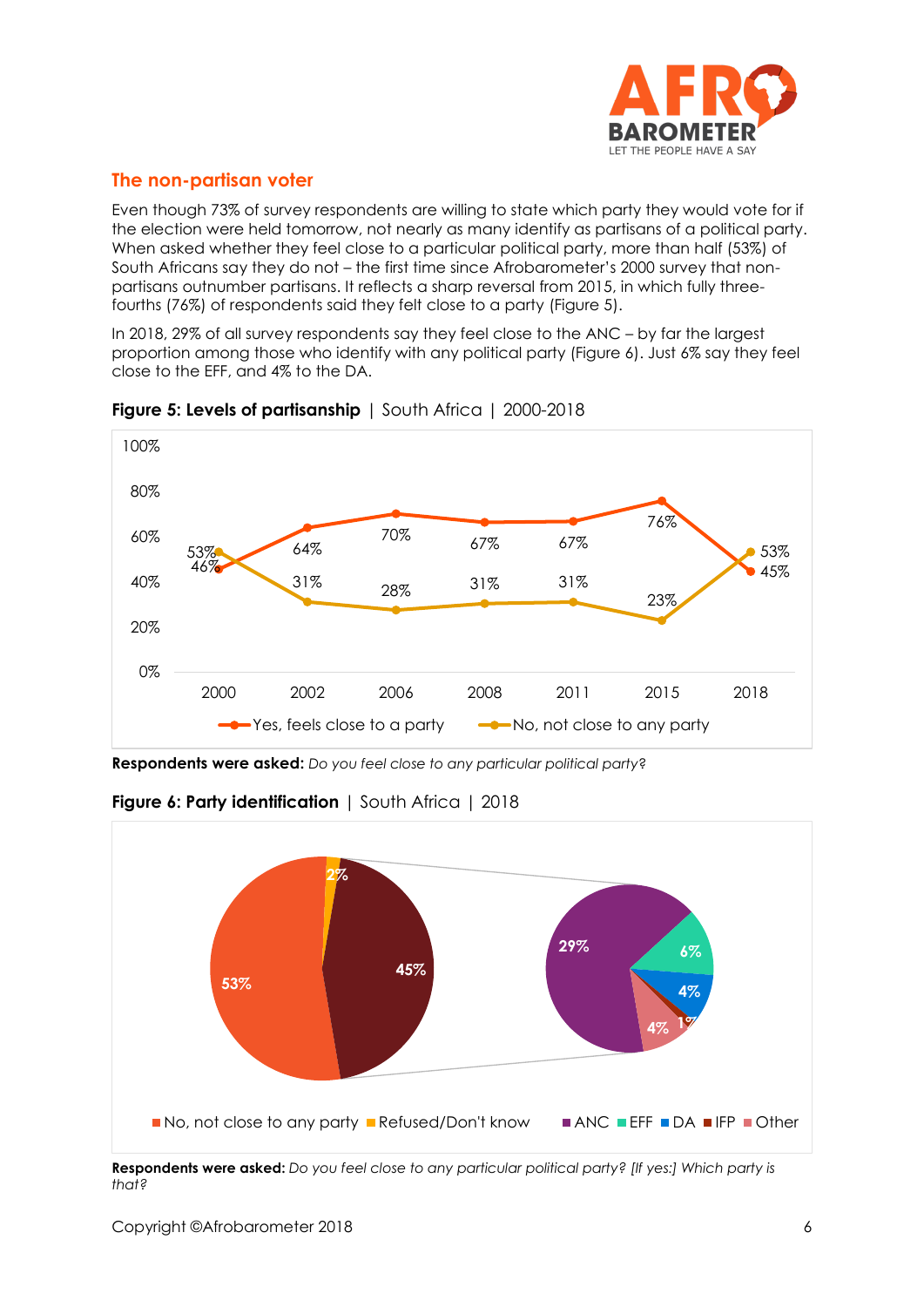## The non-partisan voter

Even though 73% of survey respondents are willing to state which party they would vote for if the election were held tomorrow, not nearly as many identify as partisans of a political party. When asked whether they feel close to a particular political party, more than half (53%) of South Africans say they do not – the first time since Afrobarometer's 2000 survey that non-partisans outnumber partisans. It reflects a sharp reversal from 2015, in which fully three-fourths (76%) of respondents said they felt close to a party (Figure 5).

In 2018, 29% of all survey respondents say they feel close to the ANC – by far the largest proportion among those who identify with any political party (Figure 6). Just 6% say they feel close to the EFF, and 4% to the DA.

**Figure 5: Levels of partisanship** | South Africa | 2000-2018

| | 2000 | 2002 | 2006 | 2008 | 2011 | 2015 | 2018 |
|---|---|---|---|---|---|---|---|
| Yes, feels close to a party | 46% | 64% | 70% | 67% | 67% | 76% | 45% |
| No, not close to any party | 53% | 31% | 28% | 31% | 31% | 23% | 53% |

**Respondents were asked:** *Do you feel close to any particular political party?*

**Figure 6: Party identification** | South Africa | 2018

| Response | % |
|---|---|
| No, not close to any party | 53% |
| Refused/Don't know | 2% |
| Yes, close to a party | 45% |
| ANC | 29% |
| EFF | 6% |
| DA | 4% |
| IFP | 1% |
| Other | 4% |

**Respondents were asked:** *Do you feel close to any particular political party? [If yes:] Which party is that?*

Copyright ©Afrobarometer 2018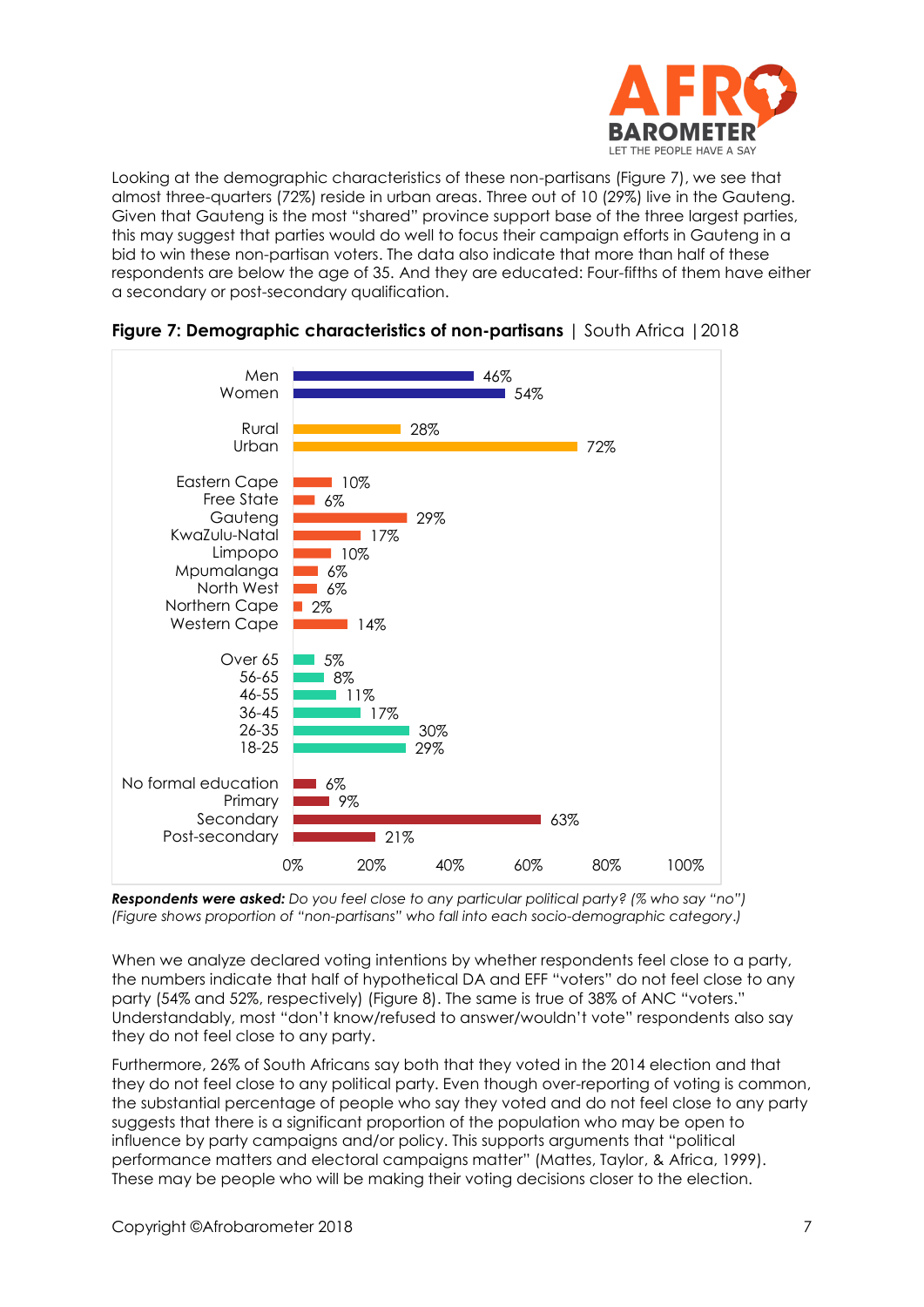Looking at the demographic characteristics of these non-partisans (Figure 7), we see that almost three-quarters (72%) reside in urban areas. Three out of 10 (29%) live in the Gauteng. Given that Gauteng is the most "shared" province support base of the three largest parties, this may suggest that parties would do well to focus their campaign efforts in Gauteng in a bid to win these non-partisan voters. The data also indicate that more than half of these respondents are below the age of 35. And they are educated: Four-fifths of them have either a secondary or post-secondary qualification.

**Figure 7: Demographic characteristics of non-partisans** | South Africa | 2018

| Category | % |
| --- | --- |
| Men | 46% |
| Women | 54% |
| Rural | 28% |
| Urban | 72% |
| Eastern Cape | 10% |
| Free State | 6% |
| Gauteng | 29% |
| KwaZulu-Natal | 17% |
| Limpopo | 10% |
| Mpumalanga | 6% |
| North West | 6% |
| Northern Cape | 2% |
| Western Cape | 14% |
| Over 65 | 5% |
| 56-65 | 8% |
| 46-55 | 11% |
| 36-45 | 17% |
| 26-35 | 30% |
| 18-25 | 29% |
| No formal education | 6% |
| Primary | 9% |
| Secondary | 63% |
| Post-secondary | 21% |

***Respondents were asked:*** *Do you feel close to any particular political party? (% who say "no")*
*(Figure shows proportion of "non-partisans" who fall into each socio-demographic category.)*

When we analyze declared voting intentions by whether respondents feel close to a party, the numbers indicate that half of hypothetical DA and EFF "voters" do not feel close to any party (54% and 52%, respectively) (Figure 8). The same is true of 38% of ANC "voters." Understandably, most "don't know/refused to answer/wouldn't vote" respondents also say they do not feel close to any party.

Furthermore, 26% of South Africans say both that they voted in the 2014 election and that they do not feel close to any political party. Even though over-reporting of voting is common, the substantial percentage of people who say they voted and do not feel close to any party suggests that there is a significant proportion of the population who may be open to influence by party campaigns and/or policy. This supports arguments that "political performance matters and electoral campaigns matter" (Mattes, Taylor, & Africa, 1999). These may be people who will be making their voting decisions closer to the election.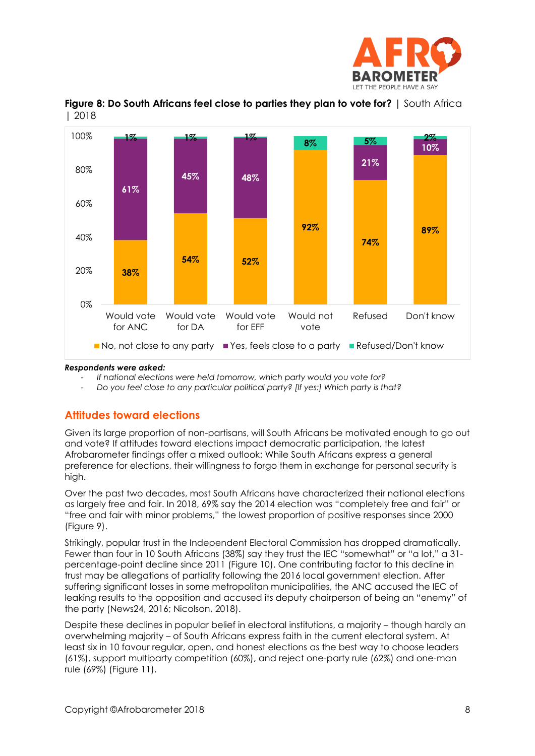**Figure 8: Do South Africans feel close to parties they plan to vote for?** | South Africa | 2018

| | No, not close to any party | Yes, feels close to a party | Refused/Don't know |
|---|---|---|---|
| Would vote for ANC | 38% | 61% | 1% |
| Would vote for DA | 54% | 45% | 1% |
| Would vote for EFF | 52% | 48% | 1% |
| Would not vote | 92% | | 8% |
| Refused | 74% | 21% | 5% |
| Don't know | 89% | 10% | 2% |

***Respondents were asked:***

- *If national elections were held tomorrow, which party would you vote for?*
- *Do you feel close to any particular political party? [If yes:] Which party is that?*

## Attitudes toward elections

Given its large proportion of non-partisans, will South Africans be motivated enough to go out and vote? If attitudes toward elections impact democratic participation, the latest Afrobarometer findings offer a mixed outlook: While South Africans express a general preference for elections, their willingness to forgo them in exchange for personal security is high.

Over the past two decades, most South Africans have characterized their national elections as largely free and fair. In 2018, 69% say the 2014 election was "completely free and fair" or "free and fair with minor problems," the lowest proportion of positive responses since 2000 (Figure 9).

Strikingly, popular trust in the Independent Electoral Commission has dropped dramatically. Fewer than four in 10 South Africans (38%) say they trust the IEC "somewhat" or "a lot," a 31-percentage-point decline since 2011 (Figure 10). One contributing factor to this decline in trust may be allegations of partiality following the 2016 local government election. After suffering significant losses in some metropolitan municipalities, the ANC accused the IEC of leaking results to the opposition and accused its deputy chairperson of being an "enemy" of the party (News24, 2016; Nicolson, 2018).

Despite these declines in popular belief in electoral institutions, a majority – though hardly an overwhelming majority – of South Africans express faith in the current electoral system. At least six in 10 favour regular, open, and honest elections as the best way to choose leaders (61%), support multiparty competition (60%), and reject one-party rule (62%) and one-man rule (69%) (Figure 11).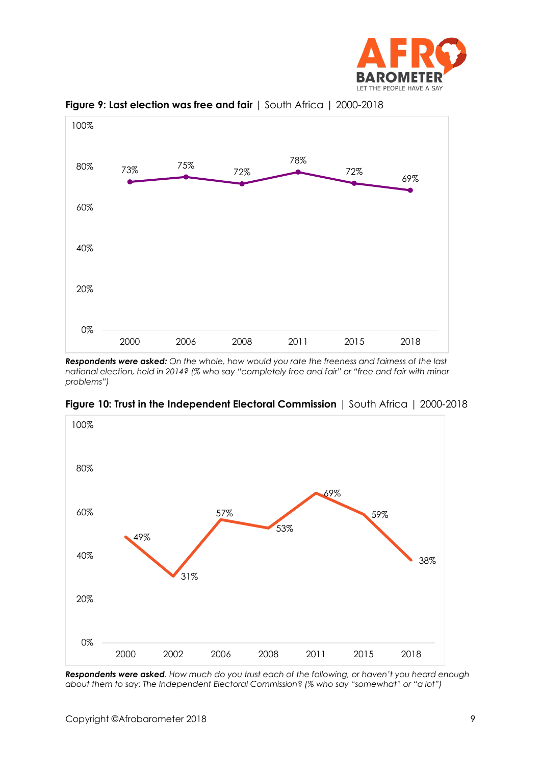**Figure 9: Last election was free and fair** | South Africa | 2000-2018

| Year | % |
|---|---|
| 2000 | 73% |
| 2006 | 75% |
| 2008 | 72% |
| 2011 | 78% |
| 2015 | 72% |
| 2018 | 69% |

***Respondents were asked:*** *On the whole, how would you rate the freeness and fairness of the last national election, held in 2014? (% who say "completely free and fair" or "free and fair with minor problems")*

**Figure 10: Trust in the Independent Electoral Commission** | South Africa | 2000-2018

| Year | % |
|---|---|
| 2000 | 49% |
| 2002 | 31% |
| 2006 | 57% |
| 2008 | 53% |
| 2011 | 69% |
| 2015 | 59% |
| 2018 | 38% |

***Respondents were asked.*** *How much do you trust each of the following, or haven't you heard enough about them to say: The Independent Electoral Commission? (% who say "somewhat" or "a lot")*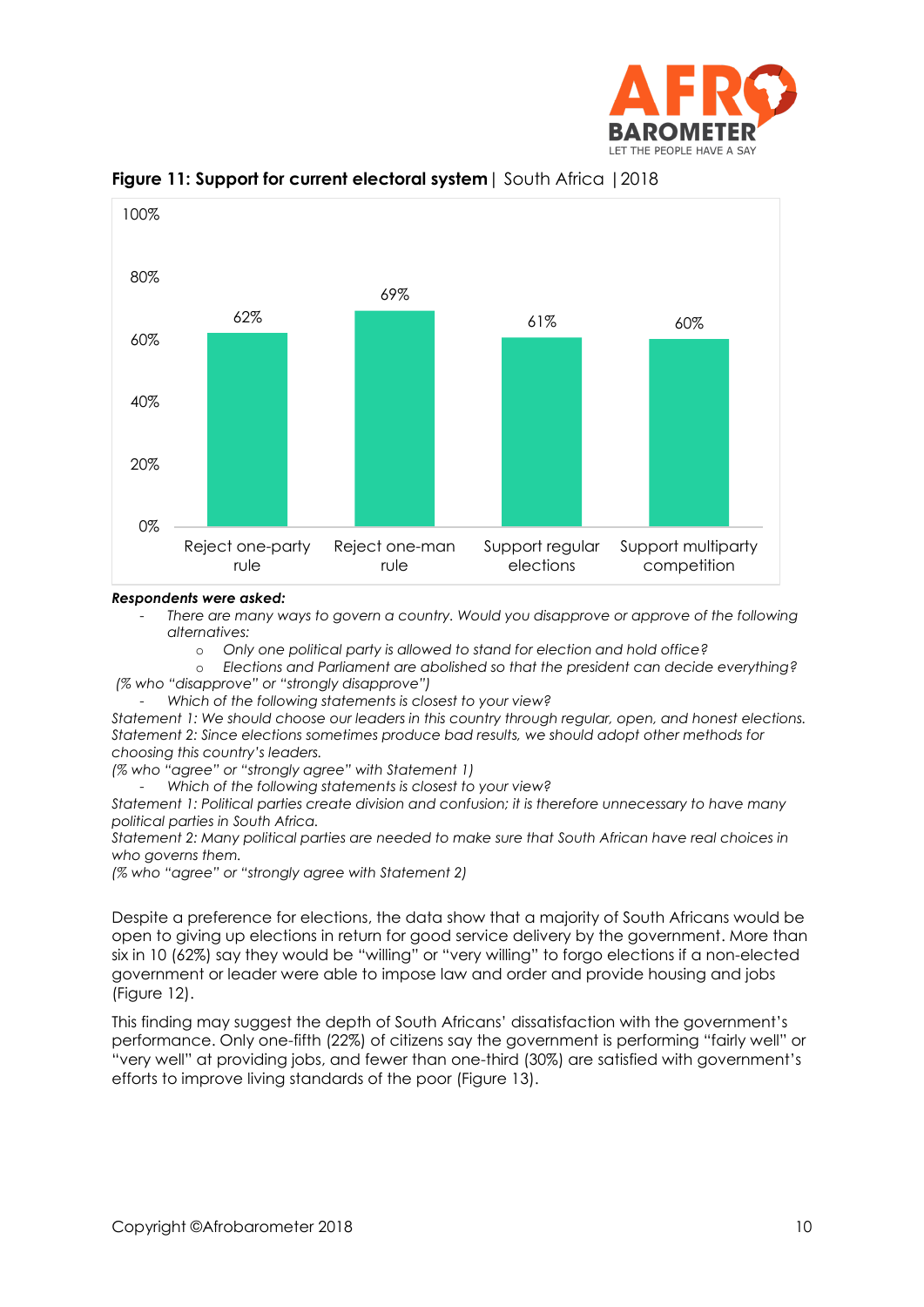**Figure 11: Support for current electoral system** | South Africa | 2018

| | Reject one-party rule | Reject one-man rule | Support regular elections | Support multiparty competition |
|---|---|---|---|---|
| % | 62% | 69% | 61% | 60% |

***Respondents were asked:***

- *There are many ways to govern a country. Would you disapprove or approve of the following alternatives:*
    - *Only one political party is allowed to stand for election and hold office?*
    - *Elections and Parliament are abolished so that the president can decide everything?*

*(% who "disapprove" or "strongly disapprove")*

- *Which of the following statements is closest to your view?*

*Statement 1: We should choose our leaders in this country through regular, open, and honest elections.*
*Statement 2: Since elections sometimes produce bad results, we should adopt other methods for choosing this country's leaders.*
*(% who "agree" or "strongly agree" with Statement 1)*

- *Which of the following statements is closest to your view?*

*Statement 1: Political parties create division and confusion; it is therefore unnecessary to have many political parties in South Africa.*
*Statement 2: Many political parties are needed to make sure that South African have real choices in who governs them.*
*(% who "agree" or "strongly agree with Statement 2)*

Despite a preference for elections, the data show that a majority of South Africans would be open to giving up elections in return for good service delivery by the government. More than six in 10 (62%) say they would be "willing" or "very willing" to forgo elections if a non-elected government or leader were able to impose law and order and provide housing and jobs (Figure 12).

This finding may suggest the depth of South Africans' dissatisfaction with the government's performance. Only one-fifth (22%) of citizens say the government is performing "fairly well" or "very well" at providing jobs, and fewer than one-third (30%) are satisfied with government's efforts to improve living standards of the poor (Figure 13).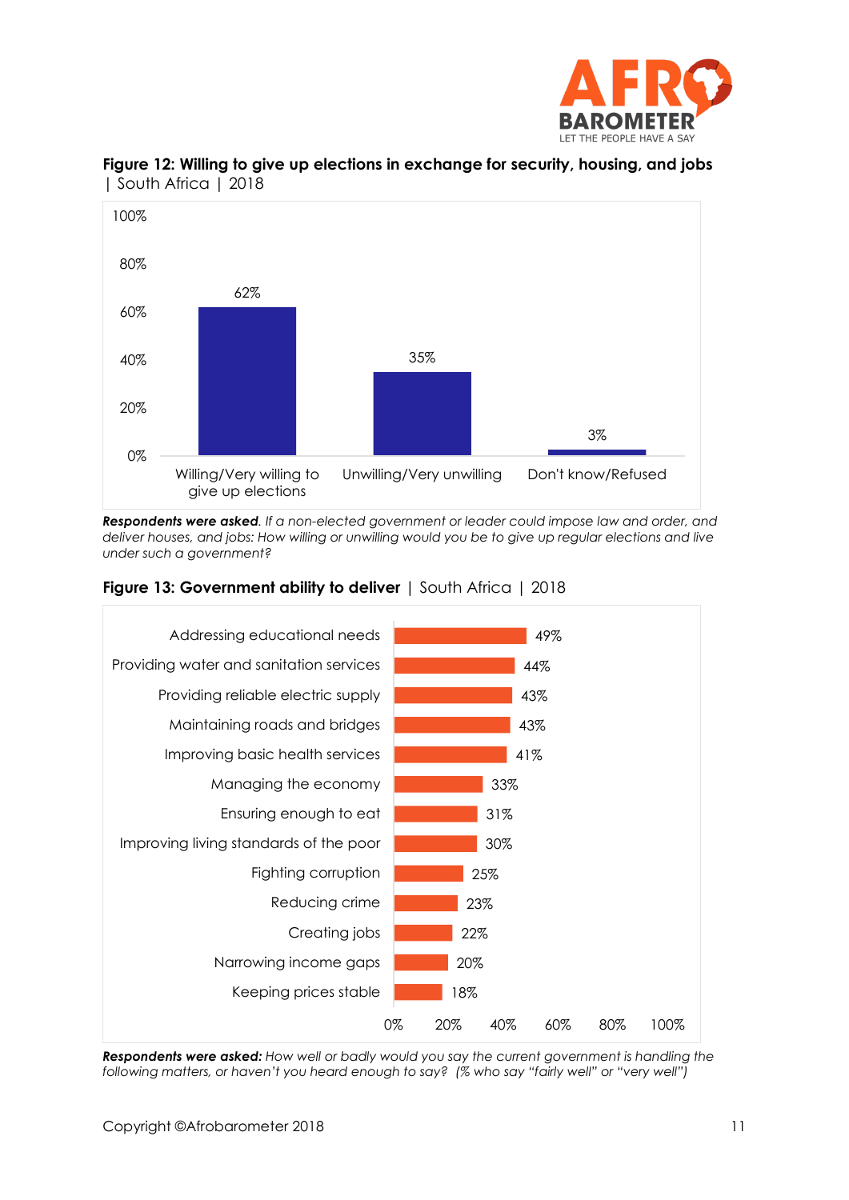**Figure 12: Willing to give up elections in exchange for security, housing, and jobs** | South Africa | 2018

| Response | % |
|---|---|
| Willing/Very willing to give up elections | 62% |
| Unwilling/Very unwilling | 35% |
| Don't know/Refused | 3% |

***Respondents were asked.*** *If a non-elected government or leader could impose law and order, and deliver houses, and jobs: How willing or unwilling would you be to give up regular elections and live under such a government?*

**Figure 13: Government ability to deliver** | South Africa | 2018

| Matter | % |
|---|---|
| Addressing educational needs | 49% |
| Providing water and sanitation services | 44% |
| Providing reliable electric supply | 43% |
| Maintaining roads and bridges | 43% |
| Improving basic health services | 41% |
| Managing the economy | 33% |
| Ensuring enough to eat | 31% |
| Improving living standards of the poor | 30% |
| Fighting corruption | 25% |
| Reducing crime | 23% |
| Creating jobs | 22% |
| Narrowing income gaps | 20% |
| Keeping prices stable | 18% |

***Respondents were asked:*** *How well or badly would you say the current government is handling the following matters, or haven't you heard enough to say? (% who say "fairly well" or "very well")*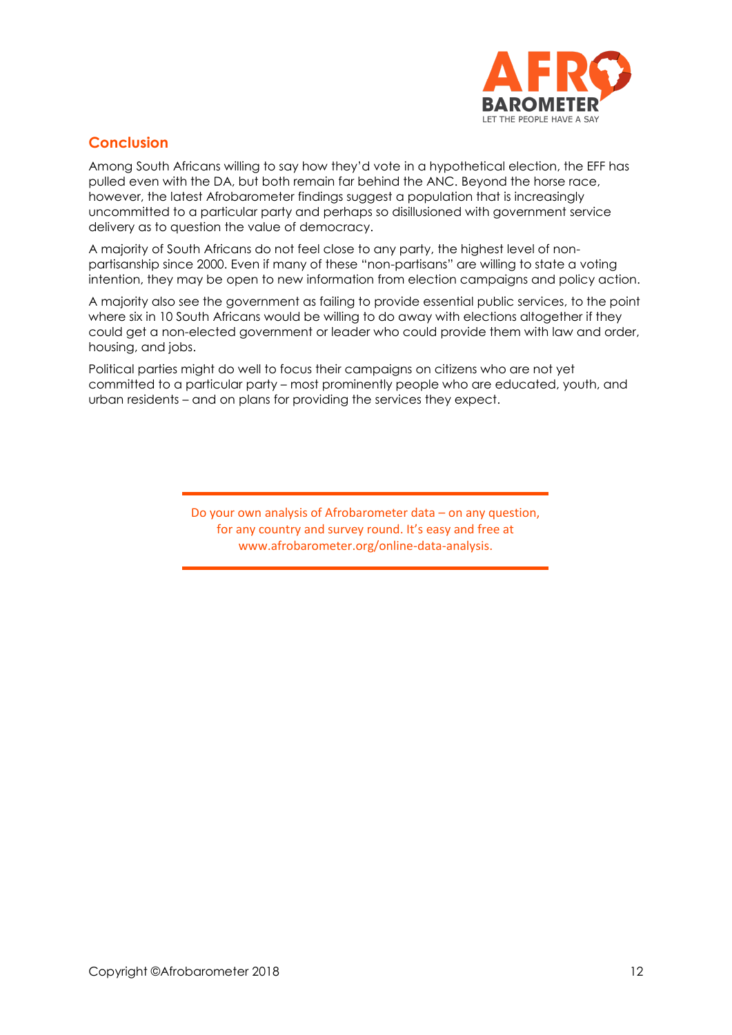## Conclusion

Among South Africans willing to say how they'd vote in a hypothetical election, the EFF has pulled even with the DA, but both remain far behind the ANC. Beyond the horse race, however, the latest Afrobarometer findings suggest a population that is increasingly uncommitted to a particular party and perhaps so disillusioned with government service delivery as to question the value of democracy.

A majority of South Africans do not feel close to any party, the highest level of non-partisanship since 2000. Even if many of these "non-partisans" are willing to state a voting intention, they may be open to new information from election campaigns and policy action.

A majority also see the government as failing to provide essential public services, to the point where six in 10 South Africans would be willing to do away with elections altogether if they could get a non-elected government or leader who could provide them with law and order, housing, and jobs.

Political parties might do well to focus their campaigns on citizens who are not yet committed to a particular party – most prominently people who are educated, youth, and urban residents – and on plans for providing the services they expect.

---

Do your own analysis of Afrobarometer data – on any question, for any country and survey round. It's easy and free at www.afrobarometer.org/online-data-analysis.

---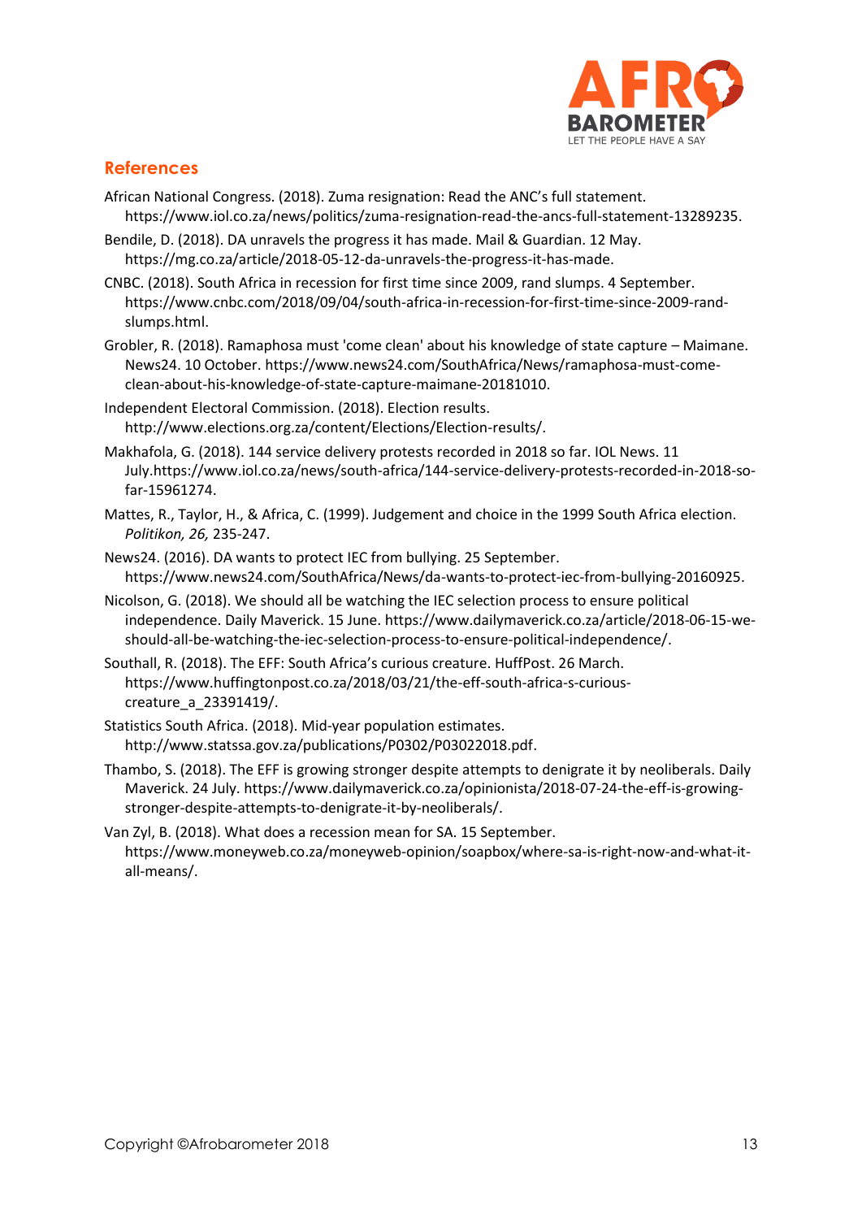## References

African National Congress. (2018). Zuma resignation: Read the ANC's full statement. https://www.iol.co.za/news/politics/zuma-resignation-read-the-ancs-full-statement-13289235.

Bendile, D. (2018). DA unravels the progress it has made. Mail & Guardian. 12 May. https://mg.co.za/article/2018-05-12-da-unravels-the-progress-it-has-made.

CNBC. (2018). South Africa in recession for first time since 2009, rand slumps. 4 September. https://www.cnbc.com/2018/09/04/south-africa-in-recession-for-first-time-since-2009-rand-slumps.html.

Grobler, R. (2018). Ramaphosa must 'come clean' about his knowledge of state capture – Maimane. News24. 10 October. https://www.news24.com/SouthAfrica/News/ramaphosa-must-come-clean-about-his-knowledge-of-state-capture-maimane-20181010.

Independent Electoral Commission. (2018). Election results. http://www.elections.org.za/content/Elections/Election-results/.

Makhafola, G. (2018). 144 service delivery protests recorded in 2018 so far. IOL News. 11 July.https://www.iol.co.za/news/south-africa/144-service-delivery-protests-recorded-in-2018-so-far-15961274.

Mattes, R., Taylor, H., & Africa, C. (1999). Judgement and choice in the 1999 South Africa election. *Politikon, 26,* 235-247.

News24. (2016). DA wants to protect IEC from bullying. 25 September. https://www.news24.com/SouthAfrica/News/da-wants-to-protect-iec-from-bullying-20160925.

Nicolson, G. (2018). We should all be watching the IEC selection process to ensure political independence. Daily Maverick. 15 June. https://www.dailymaverick.co.za/article/2018-06-15-we-should-all-be-watching-the-iec-selection-process-to-ensure-political-independence/.

Southall, R. (2018). The EFF: South Africa's curious creature. HuffPost. 26 March. https://www.huffingtonpost.co.za/2018/03/21/the-eff-south-africa-s-curious-creature_a_23391419/.

Statistics South Africa. (2018). Mid-year population estimates. http://www.statssa.gov.za/publications/P0302/P03022018.pdf.

Thambo, S. (2018). The EFF is growing stronger despite attempts to denigrate it by neoliberals. Daily Maverick. 24 July. https://www.dailymaverick.co.za/opinionista/2018-07-24-the-eff-is-growing-stronger-despite-attempts-to-denigrate-it-by-neoliberals/.

Van Zyl, B. (2018). What does a recession mean for SA. 15 September. https://www.moneyweb.co.za/moneyweb-opinion/soapbox/where-sa-is-right-now-and-what-it-all-means/.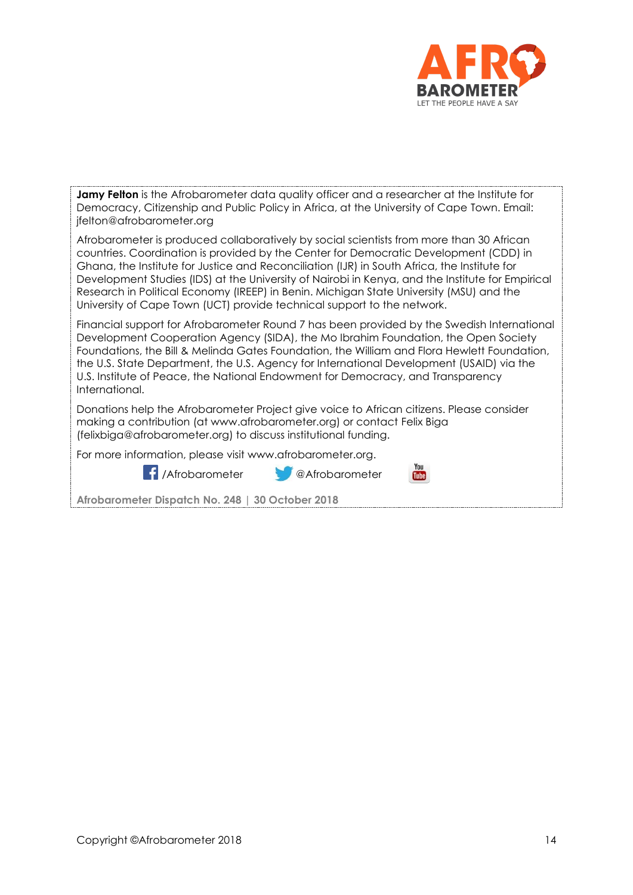**Jamy Felton** is the Afrobarometer data quality officer and a researcher at the Institute for Democracy, Citizenship and Public Policy in Africa, at the University of Cape Town. Email: jfelton@afrobarometer.org

Afrobarometer is produced collaboratively by social scientists from more than 30 African countries. Coordination is provided by the Center for Democratic Development (CDD) in Ghana, the Institute for Justice and Reconciliation (IJR) in South Africa, the Institute for Development Studies (IDS) at the University of Nairobi in Kenya, and the Institute for Empirical Research in Political Economy (IREEP) in Benin. Michigan State University (MSU) and the University of Cape Town (UCT) provide technical support to the network.

Financial support for Afrobarometer Round 7 has been provided by the Swedish International Development Cooperation Agency (SIDA), the Mo Ibrahim Foundation, the Open Society Foundations, the Bill & Melinda Gates Foundation, the William and Flora Hewlett Foundation, the U.S. State Department, the U.S. Agency for International Development (USAID) via the U.S. Institute of Peace, the National Endowment for Democracy, and Transparency International.

Donations help the Afrobarometer Project give voice to African citizens. Please consider making a contribution (at www.afrobarometer.org) or contact Felix Biga (felixbiga@afrobarometer.org) to discuss institutional funding.

For more information, please visit www.afrobarometer.org.

/Afrobarometer @Afrobarometer

**Afrobarometer Dispatch No. 248 | 30 October 2018**